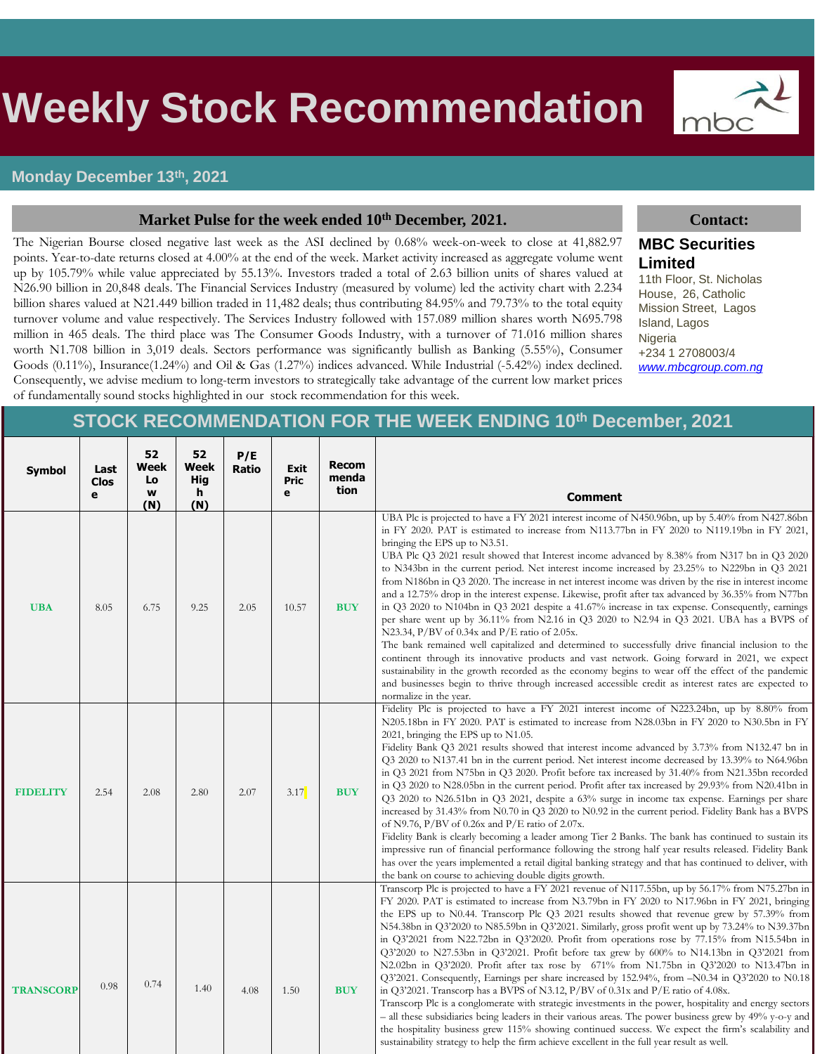# Weekly Stock Recommendation

mbc

**Monday December 13th, 2021**

## Market Pulse for the week ended 10th December, 2021.

The Nigerian Bourse closed negative last week as the ASI declined by 0.68% week-on-week to close at 41,882.97 points. Year-to-date returns closed at 4.00% at the end of the week. Market activity increased as aggregate volume went up by 105.79% while value appreciated by 55.13%. Investors traded a total of 2.63 billion units of shares valued at N26.90 billion in 20,848 deals. The Financial Services Industry (measured by volume) led the activity chart with 2.234 billion shares valued at N21.449 billion traded in 11,482 deals; thus contributing 84.95% and 79.73% to the total equity turnover volume and value respectively. The Services Industry followed with 157.089 million shares worth N695.798 million in 465 deals. The third place was The Consumer Goods Industry, with a turnover of 71.016 million shares worth N1.708 billion in 3,019 deals. Sectors performance was significantly bullish as Banking (5.55%), Consumer Goods (0.11%), Insurance(1.24%) and Oil & Gas (1.27%) indices advanced. While Industrial (-5.42%) index declined. Consequently, we advise medium to long-term investors to strategically take advantage of the current low market prices of fundamentally sound stocks highlighted in our stock recommendation for this week.

## Contact:

**MBC Securities Limited**
11th Floor, St. Nicholas House, 26, Catholic Mission Street, Lagos Island, Lagos Nigeria
+234 1 2708003/4
www.mbcgroup.com.ng

## STOCK RECOMMENDATION FOR THE WEEK ENDING 10th December, 2021

| Symbol | Last Close | 52 Week Low (N) | 52 Week High (N) | P/E Ratio | Exit Price | Recommendation | Comment |
|---|---|---|---|---|---|---|---|
| **UBA** | 8.05 | 6.75 | 9.25 | 2.05 | 10.57 | **BUY** | UBA Plc is projected to have a FY 2021 interest income of N450.96bn, up by 5.40% from N427.86bn in FY 2020. PAT is estimated to increase from N113.77bn in FY 2020 to N119.19bn in FY 2021, bringing the EPS up to N3.51. UBA Plc Q3 2021 result showed that Interest income advanced by 8.38% from N317 bn in Q3 2020 to N343bn in the current period. Net interest income increased by 23.25% to N229bn in Q3 2021 from N186bn in Q3 2020. The increase in net interest income was driven by the rise in interest income and a 12.75% drop in the interest expense. Likewise, profit after tax advanced by 36.35% from N77bn in Q3 2020 to N104bn in Q3 2021 despite a 41.67% increase in tax expense. Consequently, earnings per share went up by 36.11% from N2.16 in Q3 2020 to N2.94 in Q3 2021. UBA has a BVPS of N23.34, P/BV of 0.34x and P/E ratio of 2.05x. The bank remained well capitalized and determined to successfully drive financial inclusion to the continent through its innovative products and vast network. Going forward in 2021, we expect sustainability in the growth recorded as the economy begins to wear off the effect of the pandemic and businesses begin to thrive through increased accessible credit as interest rates are expected to normalize in the year. |
| **FIDELITY** | 2.54 | 2.08 | 2.80 | 2.07 | 3.17 | **BUY** | Fidelity Plc is projected to have a FY 2021 interest income of N223.24bn, up by 8.80% from N205.18bn in FY 2020. PAT is estimated to increase from N28.03bn in FY 2020 to N30.5bn in FY 2021, bringing the EPS up to N1.05. Fidelity Bank Q3 2021 results showed that interest income advanced by 3.73% from N132.47 bn in Q3 2020 to N137.41 bn in the current period. Net interest income decreased by 13.39% to N64.96bn in Q3 2021 from N75bn in Q3 2020. Profit before tax increased by 31.40% from N21.35bn recorded in Q3 2020 to N28.05bn in the current period. Profit after tax increased by 29.93% from N20.41bn in Q3 2020 to N26.51bn in Q3 2021, despite a 63% surge in income tax expense. Earnings per share increased by 31.43% from N0.70 in Q3 2020 to N0.92 in the current period. Fidelity Bank has a BVPS of N9.76, P/BV of 0.26x and P/E ratio of 2.07x. Fidelity Bank is clearly becoming a leader among Tier 2 Banks. The bank has continued to sustain its impressive run of financial performance following the strong half year results released. Fidelity Bank has over the years implemented a retail digital banking strategy and that has continued to deliver, with the bank on course to achieving double digits growth. |
| **TRANSCORP** | 0.98 | 0.74 | 1.40 | 4.08 | 1.50 | **BUY** | Transcorp Plc is projected to have a FY 2021 revenue of N117.55bn, up by 56.17% from N75.27bn in FY 2020. PAT is estimated to increase from N3.79bn in FY 2020 to N17.96bn in FY 2021, bringing the EPS up to N0.44. Transcorp Plc Q3 2021 results showed that revenue grew by 57.39% from N54.38bn in Q3'2020 to N85.59bn in Q3'2021. Similarly, gross profit went up by 73.24% to N39.37bn in Q3'2021 from N22.72bn in Q3'2020. Profit from operations rose by 77.15% from N15.54bn in Q3'2020 to N27.53bn in Q3'2021. Profit before tax grew by 600% to N14.13bn in Q3'2021 from N2.02bn in Q3'2020. Profit after tax rose by 671% from N1.75bn in Q3'2020 to N13.47bn in Q3'2021. Consequently, Earnings per share increased by 152.94%, from –N0.34 in Q3'2020 to N0.18 in Q3'2021. Transcorp has a BVPS of N3.12, P/BV of 0.31x and P/E ratio of 4.08x. Transcorp Plc is a conglomerate with strategic investments in the power, hospitality and energy sectors – all these subsidiaries being leaders in their various areas. The power business grew by 49% y-o-y and the hospitality business grew 115% showing continued success. We expect the firm's scalability and sustainability strategy to help the firm achieve excellent in the full year result as well. |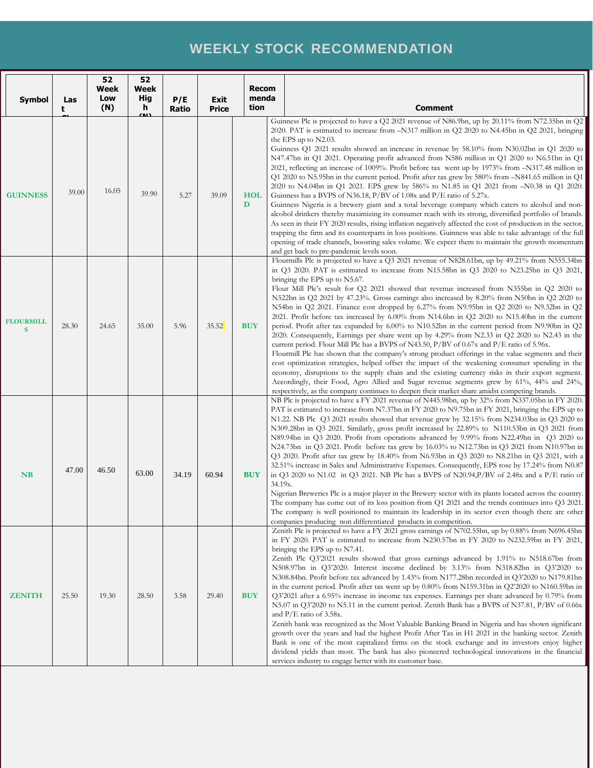# WEEKLY STOCK RECOMMENDATION

| Symbol | Last Close | 52 Week Low (N) | 52 Week High (N) | P/E Ratio | Exit Price | Recommendation | Comment |
|---|---|---|---|---|---|---|---|
| **GUINNESS** | 39.00 | 16.05 | 39.90 | 5.27 | 39.09 | **HOLD** | Guinness Plc is projected to have a Q2 2021 revenue of N86.9bn, up by 20.11% from N72.35bn in Q2 2020. PAT is estimated to increase from –N317 million in Q2 2020 to N4.45bn in Q2 2021, bringing the EPS up to N2.03. Guinness Q1 2021 results showed an increase in revenue by 58.10% from N30.02bn in Q1 2020 to N47.47bn in Q1 2021. Operating profit advanced from N586 million in Q1 2020 to N6.51bn in Q1 2021, reflecting an increase of 1009%. Profit before tax went up by 1973% from –N317.48 million in Q1 2020 to N5.95bn in the current period. Profit after tax grew by 580% from –N841.65 million in Q1 2020 to N4.04bn in Q1 2021. EPS grew by 586% to N1.85 in Q1 2021 from –N0.38 in Q1 2020. Guinness has a BVPS of N36.18, P/BV of 1.08x and P/E ratio of 5.27x. Guinness Nigeria is a brewery giant and a total beverage company which caters to alcohol and non-alcohol drinkers thereby maximizing its consumer reach with its strong, diversified portfolio of brands. As seen in their FY 2020 results, rising inflation negatively affected the cost of production in the sector, trapping the firm and its counterparts in loss positions. Guinness was able to take advantage of the full opening of trade channels, boosting sales volume. We expect them to maintain the growth momentum and get back to pre-pandemic levels soon. |
| **FLOURMILLS** | 28.30 | 24.65 | 35.00 | 5.96 | 35.52 | **BUY** | Flourmills Plc is projected to have a Q3 2021 revenue of N828.61bn, up by 49.21% from N555.34bn in Q3 2020. PAT is estimated to increase from N15.58bn in Q3 2020 to N23.25bn in Q3 2021, bringing the EPS up to N5.67. Flour Mill Plc's result for Q2 2021 showed that revenue increased from N355bn in Q2 2020 to N522bn in Q2 2021 by 47.23%. Gross earnings also increased by 8.20% from N50bn in Q2 2020 to N54bn in Q2 2021. Finance cost dropped by 6.27% from N9.95bn in Q2 2020 to N9.32bn in Q2 2021. Profit before tax increased by 6.00% from N14.6bn in Q2 2020 to N15.40bn in the current period. Profit after tax expanded by 6.00% to N10.52bn in the current period from N9.90bn in Q2 2020. Consequently, Earnings per share went up by 4.29% from N2.33 in Q2 2020 to N2.43 in the current period. Flour Mill Plc has a BVPS of N43.50, P/BV of 0.67x and P/E ratio of 5.96x. Flourmill Plc has shown that the company's strong product offerings in the value segments and their cost optimization strategies, helped offset the impact of the weakening consumer spending in the economy, disruptions to the supply chain and the existing currency risks in their export segment. Accordingly, their Food, Agro Allied and Sugar revenue segments grew by 61%, 44% and 24%, respectively, as the company continues to deepen their market share amidst competing brands. |
| **NB** | 47.00 | 46.50 | 63.00 | 34.19 | 60.94 | **BUY** | NB Plc is projected to have a FY 2021 revenue of N445.98bn, up by 32% from N337.05bn in FY 2020. PAT is estimated to increase from N7.37bn in FY 2020 to N9.75bn in FY 2021, bringing the EPS up to N1.22. NB Plc Q3 2021 results showed that revenue grew by 32.15% from N234.03bn in Q3 2020 to N309.28bn in Q3 2021. Similarly, gross profit increased by 22.89% to N110.53bn in Q3 2021 from N89.94bn in Q3 2020. Profit from operations advanced by 9.99% from N22.49bn in Q3 2020 to N24.73bn in Q3 2021. Profit before tax grew by 16.03% to N12.73bn in Q3 2021 from N10.97bn in Q3 2020. Profit after tax grew by 18.40% from N6.93bn in Q3 2020 to N8.21bn in Q3 2021, with a 32.51% increase in Sales and Administrative Expenses. Consequently, EPS rose by 17.24% from N0.87 in Q3 2020 to N1.02 in Q3 2021. NB Plc has a BVPS of N20.94,P/BV of 2.48x and a P/E ratio of 34.19x. Nigerian Breweries Plc is a major player in the Brewery sector with its plants located across the country. The company has come out of its loss position from Q1 2021 and the trends continues into Q3 2021. The company is well positioned to maintain its leadership in its sector even though there are other companies producing non differentiated products in competition. |
| **ZENITH** | 25.50 | 19.30 | 28.50 | 3.58 | 29.40 | **BUY** | Zenith Plc is projected to have a FY 2021 gross earnings of N702.55bn, up by 0.88% from N696.45bn in FY 2020. PAT is estimated to increase from N230.57bn in FY 2020 to N232.59bn in FY 2021, bringing the EPS up to N7.41. Zenith Plc Q3'2021 results showed that gross earnings advanced by 1.91% to N518.67bn from N508.97bn in Q3'2020. Interest income declined by 3.13% from N318.82bn in Q3'2020 to N308.84bn. Profit before tax advanced by 1.43% from N177.28bn recorded in Q3'2020 to N179.81bn in the current period. Profit after tax went up by 0.80% from N159.31bn in Q2'2020 to N160.59bn in Q3'2021 after a 6.95% increase in income tax expenses. Earnings per share advanced by 0.79% from N5.07 in Q3'2020 to N5.11 in the current period. Zenith Bank has a BVPS of N37.81, P/BV of 0.66x and P/E ratio of 3.58x. Zenith bank was recognized as the Most Valuable Banking Brand in Nigeria and has shown significant growth over the years and had the highest Profit After Tax in H1 2021 in the banking sector. Zenith Bank is one of the most capitalized firms on the stock exchange and its investors enjoy higher dividend yields than most. The bank has also pioneered technological innovations in the financial services industry to engage better with its customer base. |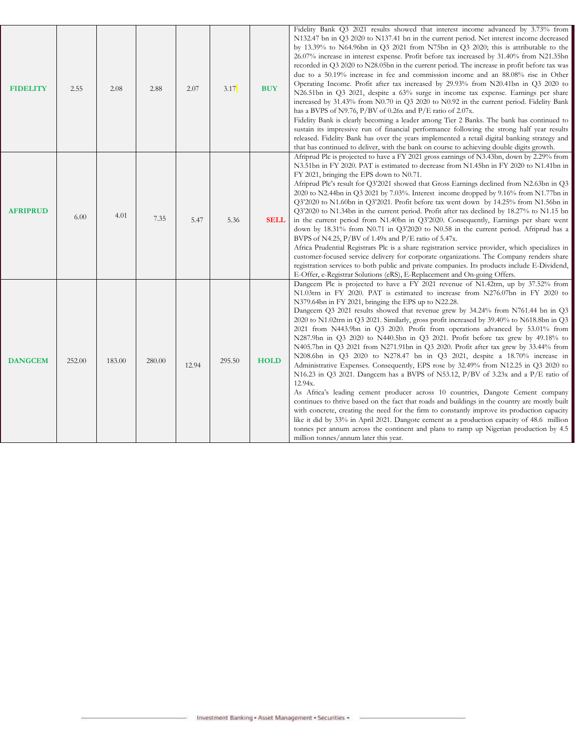| | | | | | | | |
|---|---|---|---|---|---|---|---|
| **FIDELITY** | 2.55 | 2.08 | 2.88 | 2.07 | 3.17 | **BUY** | Fidelity Bank Q3 2021 results showed that interest income advanced by 3.73% from N132.47 bn in Q3 2020 to N137.41 bn in the current period. Net interest income decreased by 13.39% to N64.96bn in Q3 2021 from N75bn in Q3 2020; this is attributable to the 26.07% increase in interest expense. Profit before tax increased by 31.40% from N21.35bn recorded in Q3 2020 to N28.05bn in the current period. The increase in profit before tax was due to a 50.19% increase in fee and commission income and an 88.08% rise in Other Operating Income. Profit after tax increased by 29.93% from N20.41bn in Q3 2020 to N26.51bn in Q3 2021, despite a 63% surge in income tax expense. Earnings per share increased by 31.43% from N0.70 in Q3 2020 to N0.92 in the current period. Fidelity Bank has a BVPS of N9.76, P/BV of 0.26x and P/E ratio of 2.07x.<br>Fidelity Bank is clearly becoming a leader among Tier 2 Banks. The bank has continued to sustain its impressive run of financial performance following the strong half year results released. Fidelity Bank has over the years implemented a retail digital banking strategy and that has continued to deliver, with the bank on course to achieving double digits growth. |
| **AFRIPRUD** | 6.00 | 4.01 | 7.35 | 5.47 | 5.36 | **SELL** | Afriprud Plc is projected to have a FY 2021 gross earnings of N3.43bn, down by 2.29% from N3.51bn in FY 2020. PAT is estimated to decrease from N1.45bn in FY 2020 to N1.41bn in FY 2021, bringing the EPS down to N0.71.<br>Afriprud Plc's result for Q3'2021 showed that Gross Earnings declined from N2.63bn in Q3 2020 to N2.44bn in Q3 2021 by 7.03%. Interest income dropped by 9.16% from N1.77bn in Q3'2020 to N1.60bn in Q3'2021. Profit before tax went down by 14.25% from N1.56bn in Q3'2020 to N1.34bn in the current period. Profit after tax declined by 18.27% to N1.15 bn in the current period from N1.40bn in Q3'2020. Consequently, Earnings per share went down by 18.31% from N0.71 in Q3'2020 to N0.58 in the current period. Afriprud has a BVPS of N4.25, P/BV of 1.49x and P/E ratio of 5.47x.<br>Africa Prudential Registrars Plc is a share registration service provider, which specializes in customer-focused service delivery for corporate organizations. The Company renders share registration services to both public and private companies. Its products include E-Dividend, E-Offer, e-Registrar Solutions (eRS), E-Replacement and On-going Offers. |
| **DANGCEM** | 252.00 | 183.00 | 280.00 | 12.94 | 295.50 | **HOLD** | Dangcem Plc is projected to have a FY 2021 revenue of N1.42trn, up by 37.52% from N1.03trn in FY 2020. PAT is estimated to increase from N276.07bn in FY 2020 to N379.64bn in FY 2021, bringing the EPS up to N22.28.<br>Dangcem Q3 2021 results showed that revenue grew by 34.24% from N761.44 bn in Q3 2020 to N1.02trn in Q3 2021. Similarly, gross profit increased by 39.40% to N618.8bn in Q3 2021 from N443.9bn in Q3 2020. Profit from operations advanced by 53.01% from N287.9bn in Q3 2020 to N440.5bn in Q3 2021. Profit before tax grew by 49.18% to N405.7bn in Q3 2021 from N271.91bn in Q3 2020. Profit after tax grew by 33.44% from N208.6bn in Q3 2020 to N278.47 bn in Q3 2021, despite a 18.70% increase in Administrative Expenses. Consequently, EPS rose by 32.49% from N12.25 in Q3 2020 to N16.23 in Q3 2021. Dangcem has a BVPS of N53.12, P/BV of 3.23x and a P/E ratio of 12.94x.<br>As Africa's leading cement producer across 10 countries, Dangote Cement company continues to thrive based on the fact that roads and buildings in the country are mostly built with concrete, creating the need for the firm to constantly improve its production capacity like it did by 33% in April 2021. Dangote cement as a production capacity of 48.6 million tonnes per annum across the continent and plans to ramp up Nigerian production by 4.5 million tonnes/annum later this year. |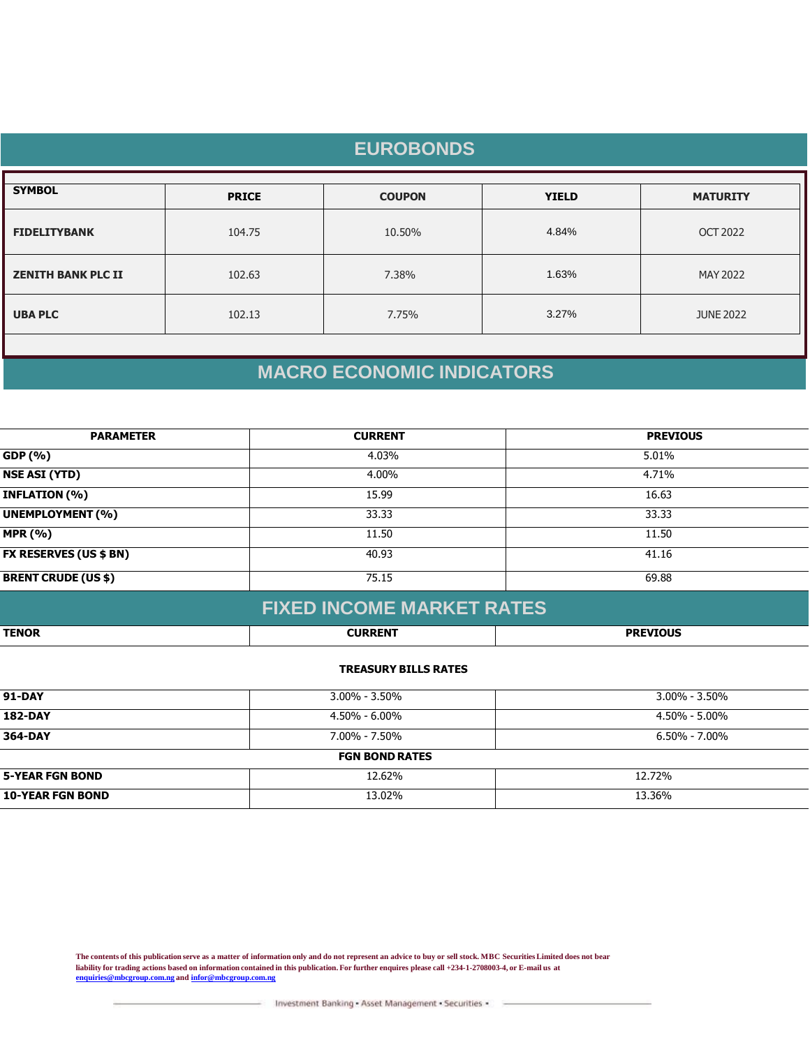## EUROBONDS

| SYMBOL | PRICE | COUPON | YIELD | MATURITY |
|---|---|---|---|---|
| **FIDELITYBANK** | 104.75 | 10.50% | 4.84% | OCT 2022 |
| **ZENITH BANK PLC II** | 102.63 | 7.38% | 1.63% | MAY 2022 |
| **UBA PLC** | 102.13 | 7.75% | 3.27% | JUNE 2022 |

## MACRO ECONOMIC INDICATORS

| PARAMETER | CURRENT | PREVIOUS |
|---|---|---|
| **GDP (%)** | 4.03% | 5.01% |
| **NSE ASI (YTD)** | 4.00% | 4.71% |
| **INFLATION (%)** | 15.99 | 16.63 |
| **UNEMPLOYMENT (%)** | 33.33 | 33.33 |
| **MPR (%)** | 11.50 | 11.50 |
| **FX RESERVES (US $ BN)** | 40.93 | 41.16 |
| **BRENT CRUDE (US $)** | 75.15 | 69.88 |

## FIXED INCOME MARKET RATES

| TENOR | CURRENT | PREVIOUS |
|---|---|---|
| | **TREASURY BILLS RATES** | |
| **91-DAY** | 3.00% - 3.50% | 3.00% - 3.50% |
| **182-DAY** | 4.50% - 6.00% | 4.50% - 5.00% |
| **364-DAY** | 7.00% - 7.50% | 6.50% - 7.00% |
| | **FGN BOND RATES** | |
| **5-YEAR FGN BOND** | 12.62% | 12.72% |
| **10-YEAR FGN BOND** | 13.02% | 13.36% |

**The contents of this publication serve as a matter of information only and do not represent an advice to buy or sell stock. MBC Securities Limited does not bear liability for trading actions based on information contained in this publication. For further enquires please call +234-1-2708003-4, or E-mail us at enquiries@mbcgroup.com.ng and infor@mbcgroup.com.ng**

Investment Banking • Asset Management • Securities •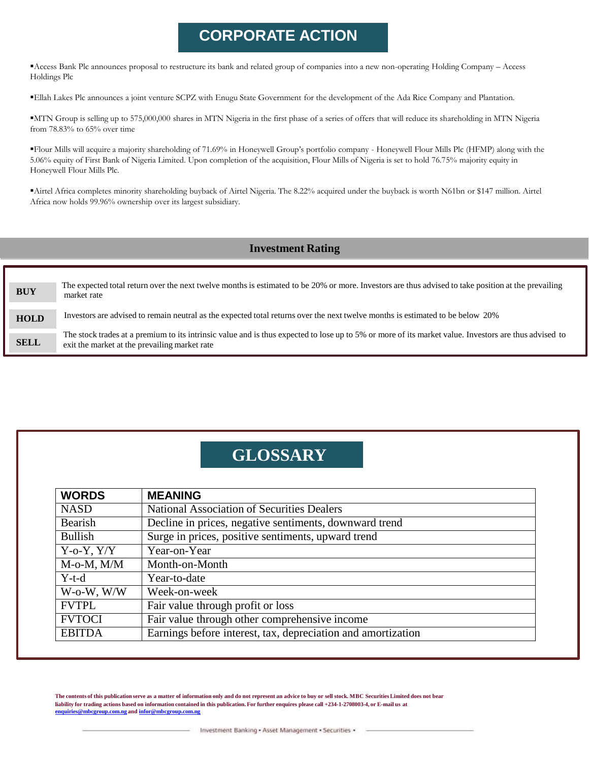# CORPORATE ACTION

- Access Bank Plc announces proposal to restructure its bank and related group of companies into a new non-operating Holding Company – Access Holdings Plc

- Ellah Lakes Plc announces a joint venture SCPZ with Enugu State Government for the development of the Ada Rice Company and Plantation.

- MTN Group is selling up to 575,000,000 shares in MTN Nigeria in the first phase of a series of offers that will reduce its shareholding in MTN Nigeria from 78.83% to 65% over time

- Flour Mills will acquire a majority shareholding of 71.69% in Honeywell Group's portfolio company - Honeywell Flour Mills Plc (HFMP) along with the 5.06% equity of First Bank of Nigeria Limited. Upon completion of the acquisition, Flour Mills of Nigeria is set to hold 76.75% majority equity in Honeywell Flour Mills Plc.

- Airtel Africa completes minority shareholding buyback of Airtel Nigeria. The 8.22% acquired under the buyback is worth N61bn or $147 million. Airtel Africa now holds 99.96% ownership over its largest subsidiary.

## Investment Rating

| | |
|---|---|
| **BUY** | The expected total return over the next twelve months is estimated to be 20% or more. Investors are thus advised to take position at the prevailing market rate |
| **HOLD** | Investors are advised to remain neutral as the expected total returns over the next twelve months is estimated to be below 20% |
| **SELL** | The stock trades at a premium to its intrinsic value and is thus expected to lose up to 5% or more of its market value. Investors are thus advised to exit the market at the prevailing market rate |

# GLOSSARY

| WORDS | MEANING |
|---|---|
| NASD | National Association of Securities Dealers |
| Bearish | Decline in prices, negative sentiments, downward trend |
| Bullish | Surge in prices, positive sentiments, upward trend |
| Y-o-Y, Y/Y | Year-on-Year |
| M-o-M, M/M | Month-on-Month |
| Y-t-d | Year-to-date |
| W-o-W, W/W | Week-on-week |
| FVTPL | Fair value through profit or loss |
| FVTOCI | Fair value through other comprehensive income |
| EBITDA | Earnings before interest, tax, depreciation and amortization |

**The contents of this publication serve as a matter of information only and do not represent an advice to buy or sell stock. MBC Securities Limited does not bear liability for trading actions based on information contained in this publication. For further enquires please call +234-1-2708003-4, or E-mail us at enquiries@mbcgroup.com.ng and infor@mbcgroup.com.ng**

Investment Banking • Asset Management • Securities •